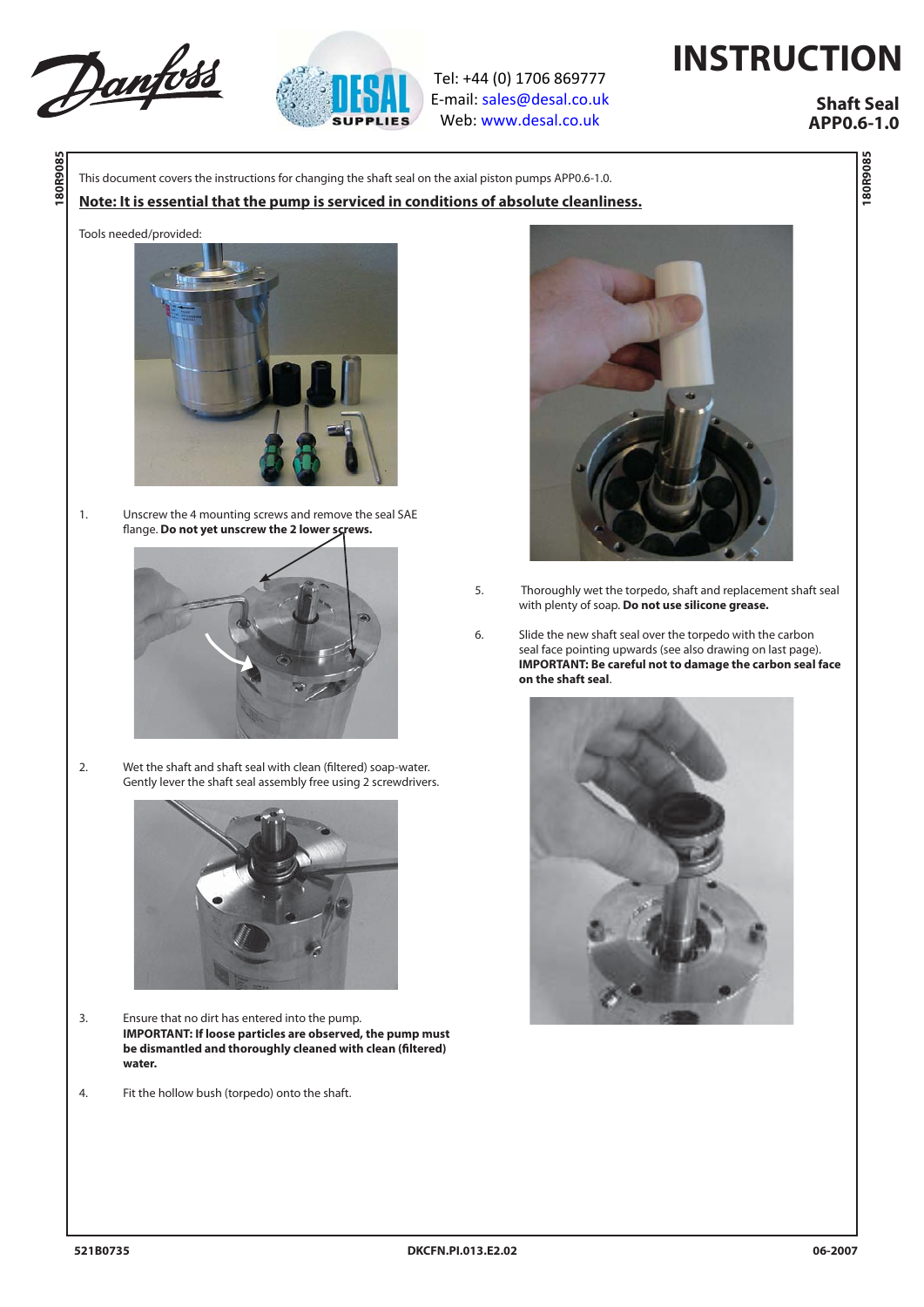# INSTRUCTION

**Shaft Seal APP0.6-1.0**

Tel: +44 (0) 1706 869777
E-mail: sales@desal.co.uk
Web: www.desal.co.uk

180R9085

This document covers the instructions for changing the shaft seal on the axial piston pumps APP0.6-1.0.

**Note: It is essential that the pump is serviced in conditions of absolute cleanliness.**

Tools needed/provided:

1. Unscrew the 4 mounting screws and remove the seal SAE flange. **Do not yet unscrew the 2 lower screws.**

2. Wet the shaft and shaft seal with clean (filtered) soap-water. Gently lever the shaft seal assembly free using 2 screwdrivers.

3. Ensure that no dirt has entered into the pump.
**IMPORTANT: If loose particles are observed, the pump must be dismantled and thoroughly cleaned with clean (filtered) water.**

4. Fit the hollow bush (torpedo) onto the shaft.

5. Thoroughly wet the torpedo, shaft and replacement shaft seal with plenty of soap. **Do not use silicone grease.**

6. Slide the new shaft seal over the torpedo with the carbon seal face pointing upwards (see also drawing on last page).
**IMPORTANT: Be careful not to damage the carbon seal face on the shaft seal**.

521B0735 DKCFN.PI.013.E2.02 06-2007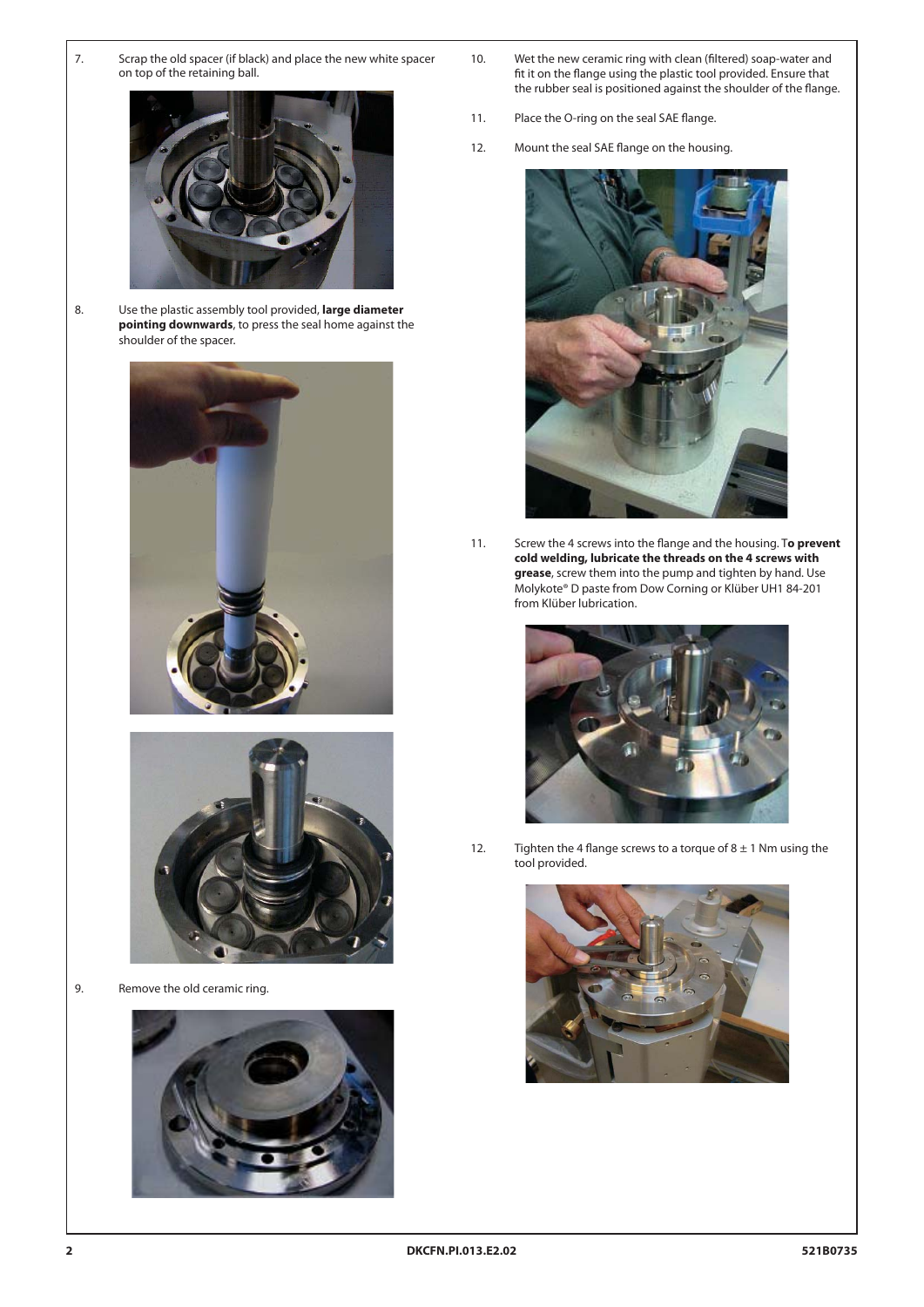7. Scrap the old spacer (if black) and place the new white spacer on top of the retaining ball.

8. Use the plastic assembly tool provided, **large diameter pointing downwards**, to press the seal home against the shoulder of the spacer.

9. Remove the old ceramic ring.

10. Wet the new ceramic ring with clean (filtered) soap-water and fit it on the flange using the plastic tool provided. Ensure that the rubber seal is positioned against the shoulder of the flange.

11. Place the O-ring on the seal SAE flange.

12. Mount the seal SAE flange on the housing.

11. Screw the 4 screws into the flange and the housing. T**o prevent cold welding, lubricate the threads on the 4 screws with grease**, screw them into the pump and tighten by hand. Use Molykote® D paste from Dow Corning or Klüber UH1 84-201 from Klüber lubrication.

12. Tighten the 4 flange screws to a torque of 8 ± 1 Nm using the tool provided.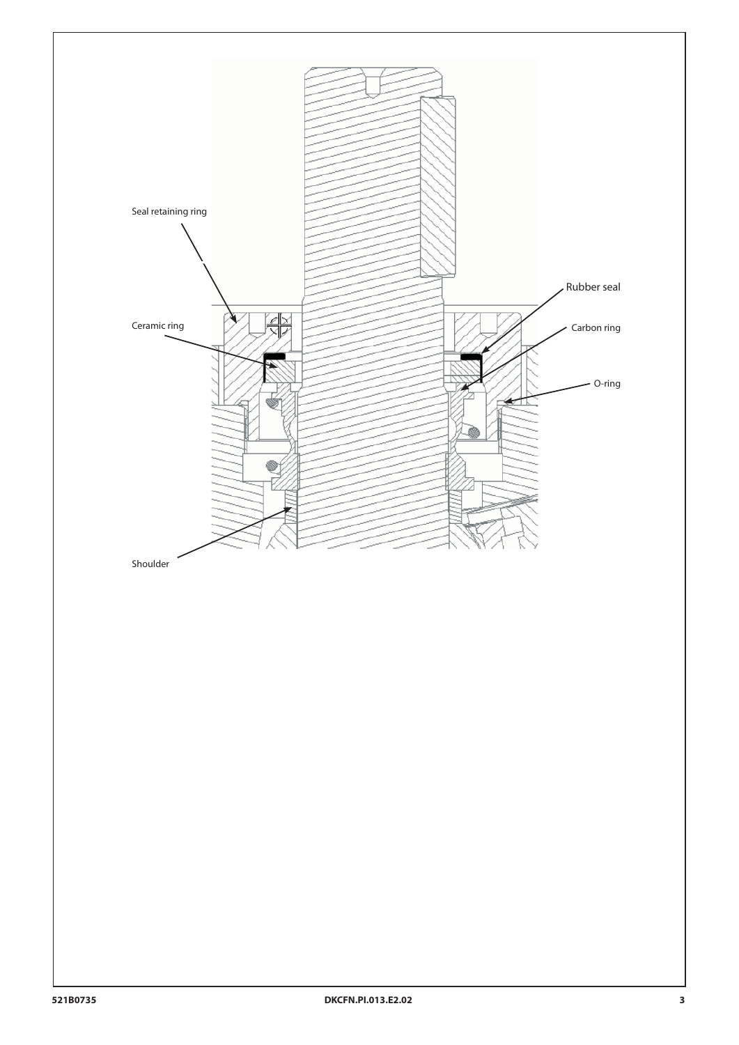Seal retaining ring

Rubber seal

Ceramic ring

Carbon ring

O-ring

Shoulder